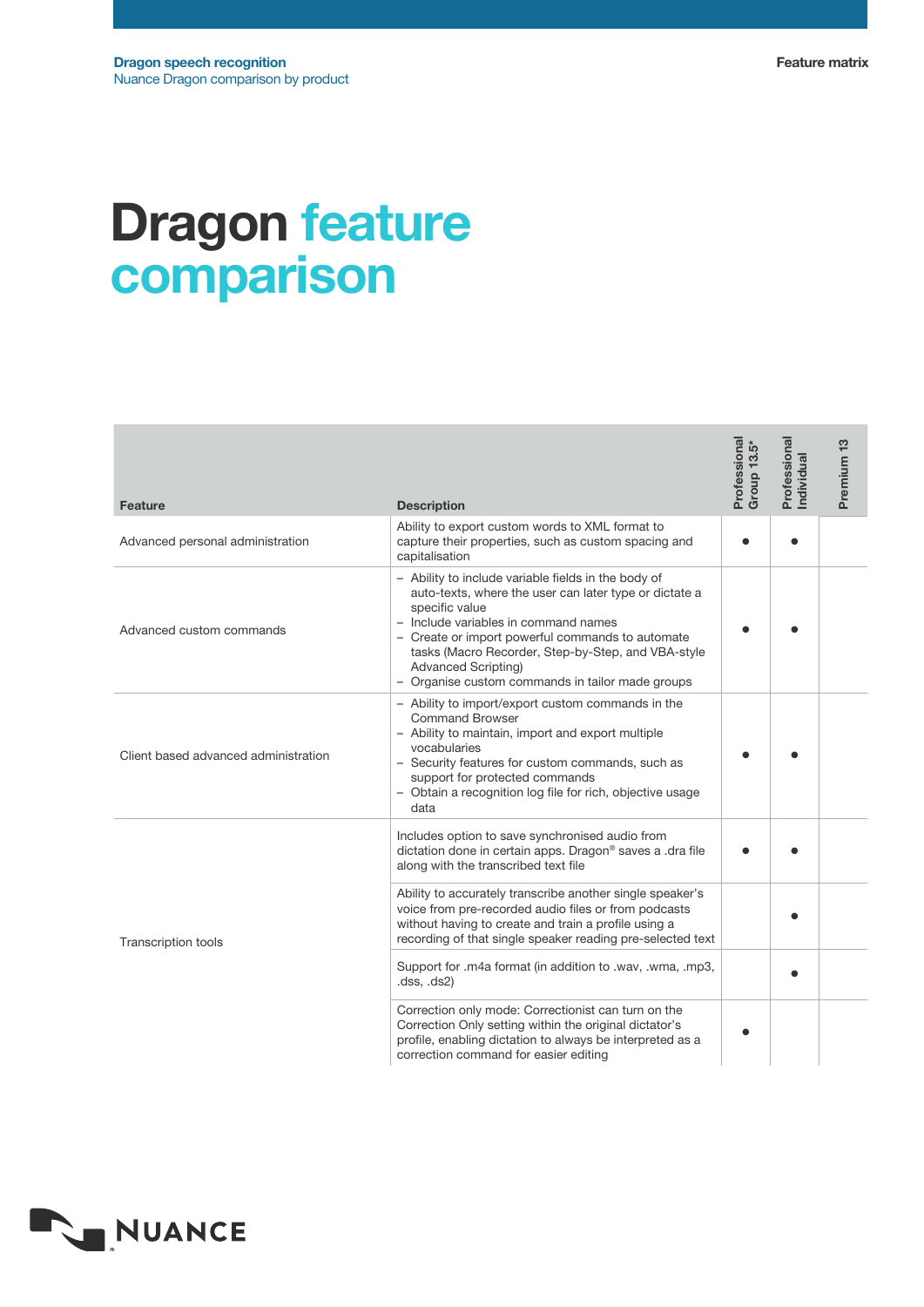Dragon speech recognition
Nuance Dragon comparison by product

Feature matrix

# Dragon feature comparison

| Feature | Description | Professional Group 13.5* | Professional Individual | Premium 13 |
|---|---|---|---|---|
| Advanced personal administration | Ability to export custom words to XML format to capture their properties, such as custom spacing and capitalisation | ● | ● | |
| Advanced custom commands | – Ability to include variable fields in the body of auto-texts, where the user can later type or dictate a specific value<br>– Include variables in command names<br>– Create or import powerful commands to automate tasks (Macro Recorder, Step-by-Step, and VBA-style Advanced Scripting)<br>– Organise custom commands in tailor made groups | ● | ● | |
| Client based advanced administration | – Ability to import/export custom commands in the Command Browser<br>– Ability to maintain, import and export multiple vocabularies<br>– Security features for custom commands, such as support for protected commands<br>– Obtain a recognition log file for rich, objective usage data | ● | ● | |
| Transcription tools | Includes option to save synchronised audio from dictation done in certain apps. Dragon® saves a .dra file along with the transcribed text file | ● | ● | |
| | Ability to accurately transcribe another single speaker's voice from pre-recorded audio files or from podcasts without having to create and train a profile using a recording of that single speaker reading pre-selected text | | ● | |
| | Support for .m4a format (in addition to .wav, .wma, .mp3, .dss, .ds2) | | ● | |
| | Correction only mode: Correctionist can turn on the Correction Only setting within the original dictator's profile, enabling dictation to always be interpreted as a correction command for easier editing | ● | | |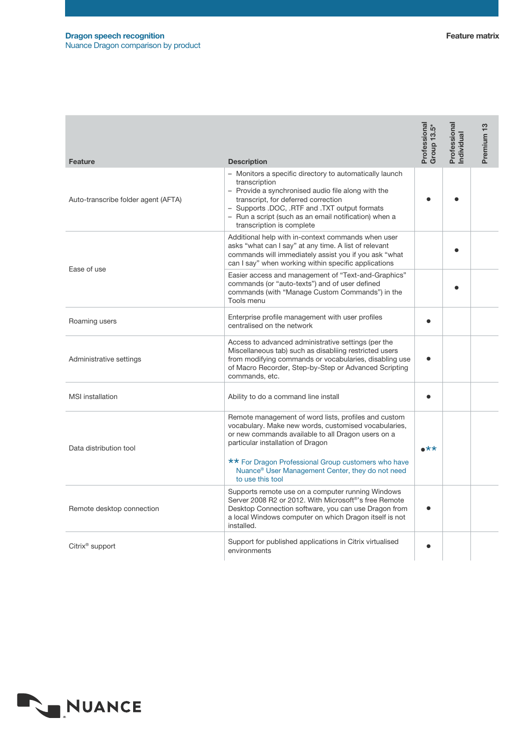| Feature | Description | Professional Group 13.5* | Professional Individual | Premium 13 |
|---|---|---|---|---|
| Auto-transcribe folder agent (AFTA) | – Monitors a specific directory to automatically launch transcription<br>– Provide a synchronised audio file along with the transcript, for deferred correction<br>– Supports .DOC, .RTF and .TXT output formats<br>– Run a script (such as an email notification) when a transcription is complete | ● | ● | |
| Ease of use | Additional help with in-context commands when user asks "what can I say" at any time. A list of relevant commands will immediately assist you if you ask "what can I say" when working within specific applications | | ● | |
| | Easier access and management of "Text-and-Graphics" commands (or "auto-texts") and of user defined commands (with "Manage Custom Commands") in the Tools menu | | ● | |
| Roaming users | Enterprise profile management with user profiles centralised on the network | ● | | |
| Administrative settings | Access to advanced administrative settings (per the Miscellaneous tab) such as disabling restricted users from modifying commands or vocabularies, disabling use of Macro Recorder, Step-by-Step or Advanced Scripting commands, etc. | ● | | |
| MSI installation | Ability to do a command line install | ● | | |
| Data distribution tool | Remote management of word lists, profiles and custom vocabulary. Make new words, customised vocabularies, or new commands available to all Dragon users on a particular installation of Dragon<br><br>** For Dragon Professional Group customers who have Nuance® User Management Center, they do not need to use this tool | ●** | | |
| Remote desktop connection | Supports remote use on a computer running Windows Server 2008 R2 or 2012. With Microsoft®'s free Remote Desktop Connection software, you can use Dragon from a local Windows computer on which Dragon itself is not installed. | ● | | |
| Citrix® support | Support for published applications in Citrix virtualised environments | ● | | |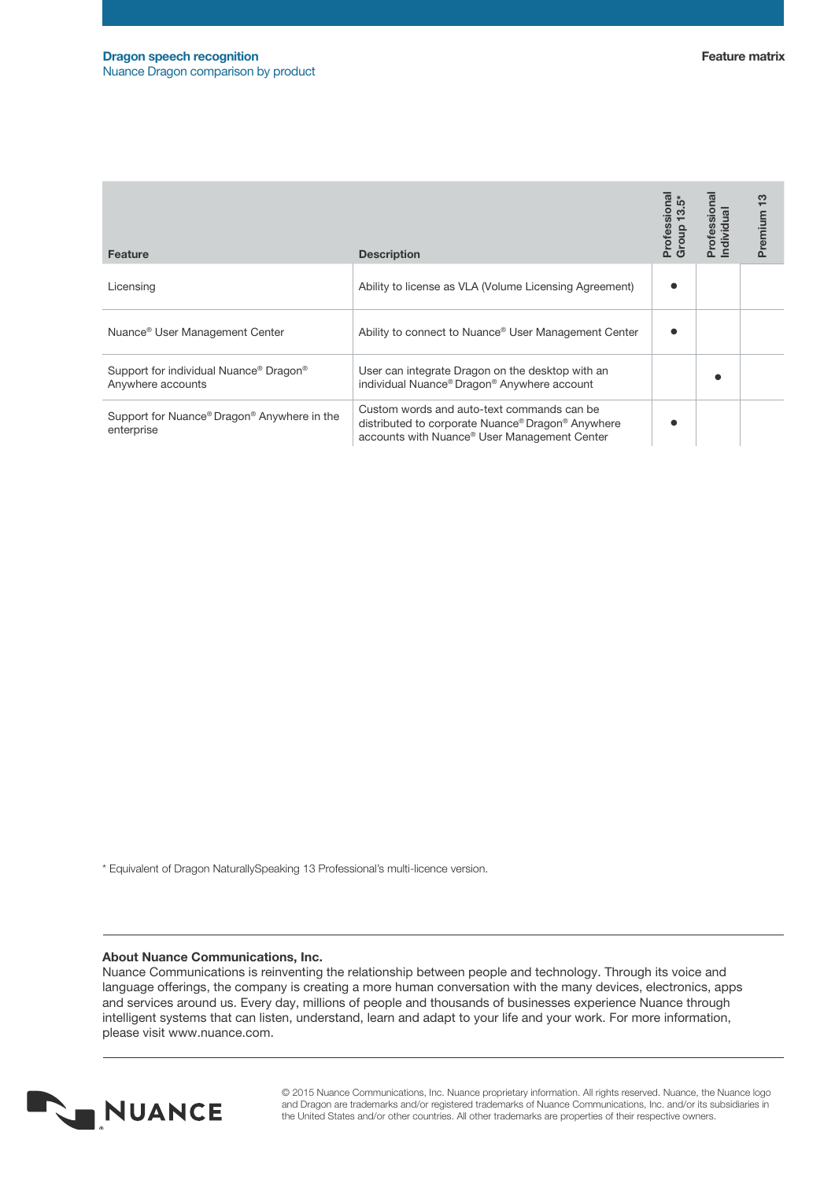| Feature | Description | Professional Group 13.5* | Professional Individual | Premium 13 |
|---|---|---|---|---|
| Licensing | Ability to license as VLA (Volume Licensing Agreement) | ● | | |
| Nuance® User Management Center | Ability to connect to Nuance® User Management Center | ● | | |
| Support for individual Nuance® Dragon® Anywhere accounts | User can integrate Dragon on the desktop with an individual Nuance® Dragon® Anywhere account | | ● | |
| Support for Nuance® Dragon® Anywhere in the enterprise | Custom words and auto-text commands can be distributed to corporate Nuance® Dragon® Anywhere accounts with Nuance® User Management Center | ● | | |

* Equivalent of Dragon NaturallySpeaking 13 Professional's multi-licence version.

**About Nuance Communications, Inc.**
Nuance Communications is reinventing the relationship between people and technology. Through its voice and language offerings, the company is creating a more human conversation with the many devices, electronics, apps and services around us. Every day, millions of people and thousands of businesses experience Nuance through intelligent systems that can listen, understand, learn and adapt to your life and your work. For more information, please visit www.nuance.com.

NUANCE

© 2015 Nuance Communications, Inc. Nuance proprietary information. All rights reserved. Nuance, the Nuance logo and Dragon are trademarks and/or registered trademarks of Nuance Communications, Inc. and/or its subsidiaries in the United States and/or other countries. All other trademarks are properties of their respective owners.